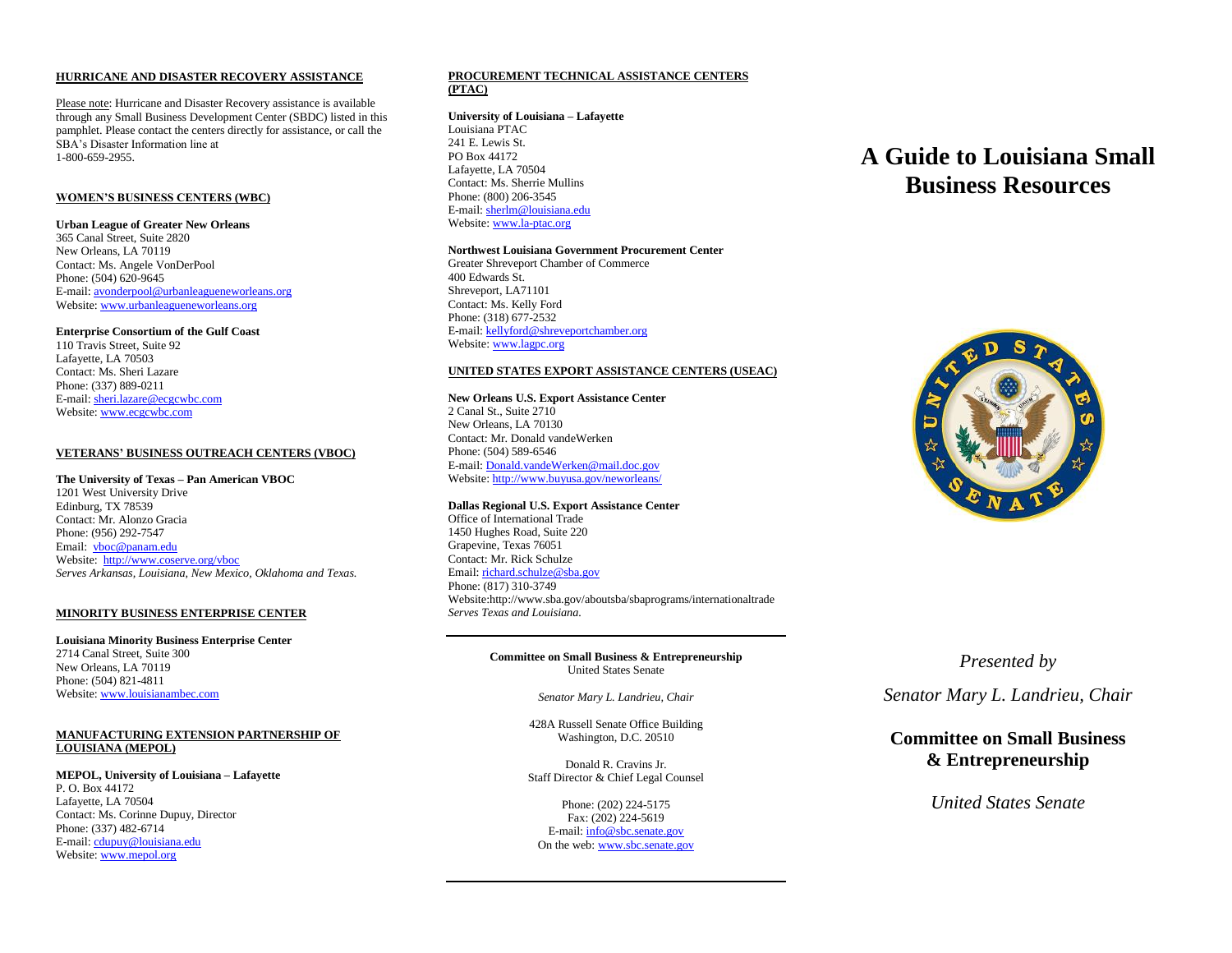## HURRICANE AND DISASTER RECOVERY ASSISTANCE

Please note: Hurricane and Disaster Recovery assistance is available through any Small Business Development Center (SBDC) listed in this pamphlet. Please contact the centers directly for assistance, or call the SBA's Disaster Information line at 1-800-659-2955.

## WOMEN'S BUSINESS CENTERS (WBC)

**Urban League of Greater New Orleans**
365 Canal Street, Suite 2820
New Orleans, LA 70119
Contact: Ms. Angele VonDerPool
Phone: (504) 620-9645
E-mail: avonderpool@urbanleagueneworleans.org
Website: www.urbanleagueneworleans.org

**Enterprise Consortium of the Gulf Coast**
110 Travis Street, Suite 92
Lafayette, LA 70503
Contact: Ms. Sheri Lazare
Phone: (337) 889-0211
E-mail: sheri.lazare@ecgcwbc.com
Website: www.ecgcwbc.com

## VETERANS' BUSINESS OUTREACH CENTERS (VBOC)

**The University of Texas – Pan American VBOC**
1201 West University Drive
Edinburg, TX 78539
Contact: Mr. Alonzo Gracia
Phone: (956) 292-7547
Email: vboc@panam.edu
Website: http://www.coserve.org/vboc
*Serves Arkansas, Louisiana, New Mexico, Oklahoma and Texas.*

## MINORITY BUSINESS ENTERPRISE CENTER

**Louisiana Minority Business Enterprise Center**
2714 Canal Street, Suite 300
New Orleans, LA 70119
Phone: (504) 821-4811
Website: www.louisianambec.com

## MANUFACTURING EXTENSION PARTNERSHIP OF LOUISIANA (MEPOL)

**MEPOL, University of Louisiana – Lafayette**
P. O. Box 44172
Lafayette, LA 70504
Contact: Ms. Corinne Dupuy, Director
Phone: (337) 482-6714
E-mail: cdupuy@louisiana.edu
Website: www.mepol.org

## PROCUREMENT TECHNICAL ASSISTANCE CENTERS (PTAC)

**University of Louisiana – Lafayette**
Louisiana PTAC
241 E. Lewis St.
PO Box 44172
Lafayette, LA 70504
Contact: Ms. Sherrie Mullins
Phone: (800) 206-3545
E-mail: sherlm@louisiana.edu
Website: www.la-ptac.org

**Northwest Louisiana Government Procurement Center**
Greater Shreveport Chamber of Commerce
400 Edwards St.
Shreveport, LA71101
Contact: Ms. Kelly Ford
Phone: (318) 677-2532
E-mail: kellyford@shreveportchamber.org
Website: www.lagpc.org

## UNITED STATES EXPORT ASSISTANCE CENTERS (USEAC)

**New Orleans U.S. Export Assistance Center**
2 Canal St., Suite 2710
New Orleans, LA 70130
Contact: Mr. Donald vandeWerken
Phone: (504) 589-6546
E-mail: Donald.vandeWerken@mail.doc.gov
Website: http://www.buyusa.gov/neworleans/

**Dallas Regional U.S. Export Assistance Center**
Office of International Trade
1450 Hughes Road, Suite 220
Grapevine, Texas 76051
Contact: Mr. Rick Schulze
Email: richard.schulze@sba.gov
Phone: (817) 310-3749
Website:http://www.sba.gov/aboutsba/sbaprograms/internationaltrade
*Serves Texas and Louisiana.*

---

**Committee on Small Business & Entrepreneurship**
United States Senate

*Senator Mary L. Landrieu, Chair*

428A Russell Senate Office Building
Washington, D.C. 20510

Donald R. Cravins Jr.
Staff Director & Chief Legal Counsel

Phone: (202) 224-5175
Fax: (202) 224-5619
E-mail: info@sbc.senate.gov
On the web: www.sbc.senate.gov

---

# A Guide to Louisiana Small Business Resources

*Presented by*

*Senator Mary L. Landrieu, Chair*

**Committee on Small Business & Entrepreneurship**

*United States Senate*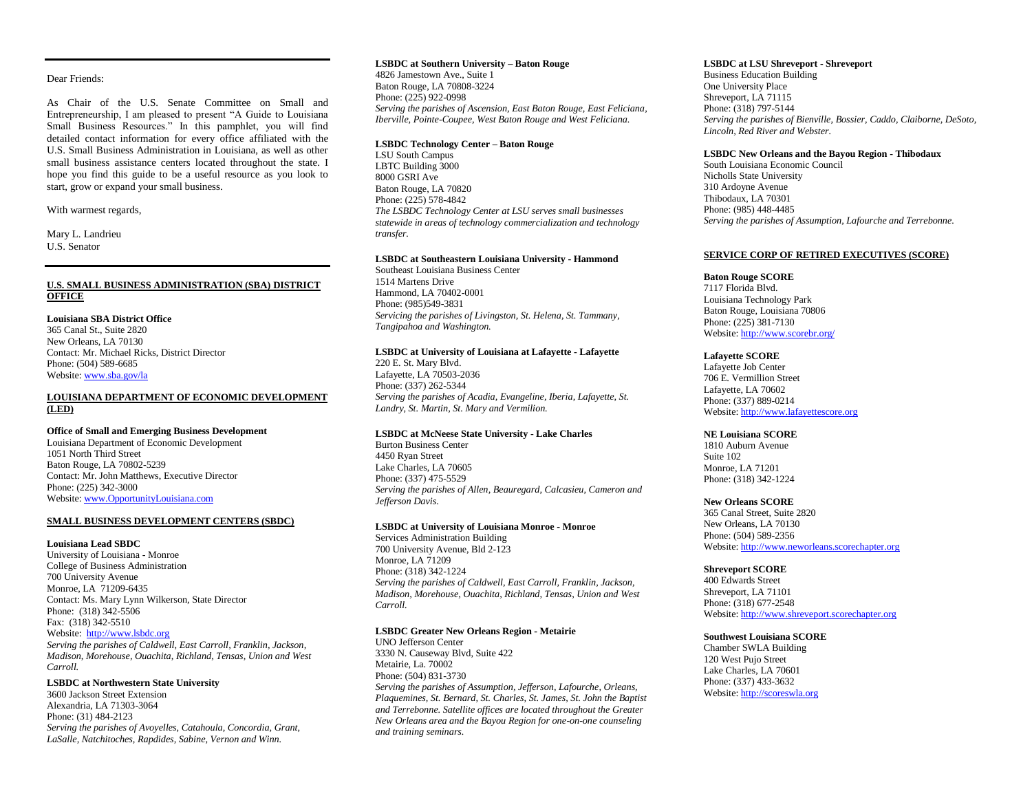Dear Friends:

As Chair of the U.S. Senate Committee on Small and Entrepreneurship, I am pleased to present "A Guide to Louisiana Small Business Resources." In this pamphlet, you will find detailed contact information for every office affiliated with the U.S. Small Business Administration in Louisiana, as well as other small business assistance centers located throughout the state. I hope you find this guide to be a useful resource as you look to start, grow or expand your small business.

With warmest regards,

Mary L. Landrieu
U.S. Senator

## U.S. SMALL BUSINESS ADMINISTRATION (SBA) DISTRICT OFFICE

**Louisiana SBA District Office**
365 Canal St., Suite 2820
New Orleans, LA 70130
Contact: Mr. Michael Ricks, District Director
Phone: (504) 589-6685
Website: www.sba.gov/la

## LOUISIANA DEPARTMENT OF ECONOMIC DEVELOPMENT (LED)

**Office of Small and Emerging Business Development**
Louisiana Department of Economic Development
1051 North Third Street
Baton Rouge, LA 70802-5239
Contact: Mr. John Matthews, Executive Director
Phone: (225) 342-3000
Website: www.OpportunityLouisiana.com

## SMALL BUSINESS DEVELOPMENT CENTERS (SBDC)

**Louisiana Lead SBDC**
University of Louisiana - Monroe
College of Business Administration
700 University Avenue
Monroe, LA 71209-6435
Contact: Ms. Mary Lynn Wilkerson, State Director
Phone: (318) 342-5506
Fax: (318) 342-5510
Website: http://www.lsbdc.org
*Serving the parishes of Caldwell, East Carroll, Franklin, Jackson, Madison, Morehouse, Ouachita, Richland, Tensas, Union and West Carroll.*

**LSBDC at Northwestern State University**
3600 Jackson Street Extension
Alexandria, LA 71303-3064
Phone: (31) 484-2123
*Serving the parishes of Avoyelles, Catahoula, Concordia, Grant, LaSalle, Natchitoches, Rapdides, Sabine, Vernon and Winn.*

**LSBDC at Southern University – Baton Rouge**
4826 Jamestown Ave., Suite 1
Baton Rouge, LA 70808-3224
Phone: (225) 922-0998
*Serving the parishes of Ascension, East Baton Rouge, East Feliciana, Iberville, Pointe-Coupee, West Baton Rouge and West Feliciana.*

**LSBDC Technology Center – Baton Rouge**
LSU South Campus
LBTC Building 3000
8000 GSRI Ave
Baton Rouge, LA 70820
Phone: (225) 578-4842
*The LSBDC Technology Center at LSU serves small businesses statewide in areas of technology commercialization and technology transfer.*

**LSBDC at Southeastern Louisiana University - Hammond**
Southeast Louisiana Business Center
1514 Martens Drive
Hammond, LA 70402-0001
Phone: (985)549-3831
*Servicing the parishes of Livingston, St. Helena, St. Tammany, Tangipahoa and Washington.*

**LSBDC at University of Louisiana at Lafayette - Lafayette**
220 E. St. Mary Blvd.
Lafayette, LA 70503-2036
Phone: (337) 262-5344
*Serving the parishes of Acadia, Evangeline, Iberia, Lafayette, St. Landry, St. Martin, St. Mary and Vermilion.*

**LSBDC at McNeese State University - Lake Charles**
Burton Business Center
4450 Ryan Street
Lake Charles, LA 70605
Phone: (337) 475-5529
*Serving the parishes of Allen, Beauregard, Calcasieu, Cameron and Jefferson Davis.*

**LSBDC at University of Louisiana Monroe - Monroe**
Services Administration Building
700 University Avenue, Bld 2-123
Monroe, LA 71209
Phone: (318) 342-1224
*Serving the parishes of Caldwell, East Carroll, Franklin, Jackson, Madison, Morehouse, Ouachita, Richland, Tensas, Union and West Carroll.*

**LSBDC Greater New Orleans Region - Metairie**
UNO Jefferson Center
3330 N. Causeway Blvd, Suite 422
Metairie, La. 70002
Phone: (504) 831-3730
*Serving the parishes of Assumption, Jefferson, Lafourche, Orleans, Plaquemines, St. Bernard, St. Charles, St. James, St. John the Baptist and Terrebonne. Satellite offices are located throughout the Greater New Orleans area and the Bayou Region for one-on-one counseling and training seminars.*

**LSBDC at LSU Shreveport - Shreveport**
Business Education Building
One University Place
Shreveport, LA 71115
Phone: (318) 797-5144
*Serving the parishes of Bienville, Bossier, Caddo, Claiborne, DeSoto, Lincoln, Red River and Webster.*

**LSBDC New Orleans and the Bayou Region - Thibodaux**
South Louisiana Economic Council
Nicholls State University
310 Ardoyne Avenue
Thibodaux, LA 70301
Phone: (985) 448-4485
*Serving the parishes of Assumption, Lafourche and Terrebonne.*

## SERVICE CORP OF RETIRED EXECUTIVES (SCORE)

**Baton Rouge SCORE**
7117 Florida Blvd.
Louisiana Technology Park
Baton Rouge, Louisiana 70806
Phone: (225) 381-7130
Website: http://www.scorebr.org/

**Lafayette SCORE**
Lafayette Job Center
706 E. Vermillion Street
Lafayette, LA 70602
Phone: (337) 889-0214
Website: http://www.lafayettescore.org

**NE Louisiana SCORE**
1810 Auburn Avenue
Suite 102
Monroe, LA 71201
Phone: (318) 342-1224

**New Orleans SCORE**
365 Canal Street, Suite 2820
New Orleans, LA 70130
Phone: (504) 589-2356
Website: http://www.neworleans.scorechapter.org

**Shreveport SCORE**
400 Edwards Street
Shreveport, LA 71101
Phone: (318) 677-2548
Website: http://www.shreveport.scorechapter.org

**Southwest Louisiana SCORE**
Chamber SWLA Building
120 West Pujo Street
Lake Charles, LA 70601
Phone: (337) 433-3632
Website: http://scoreswla.org